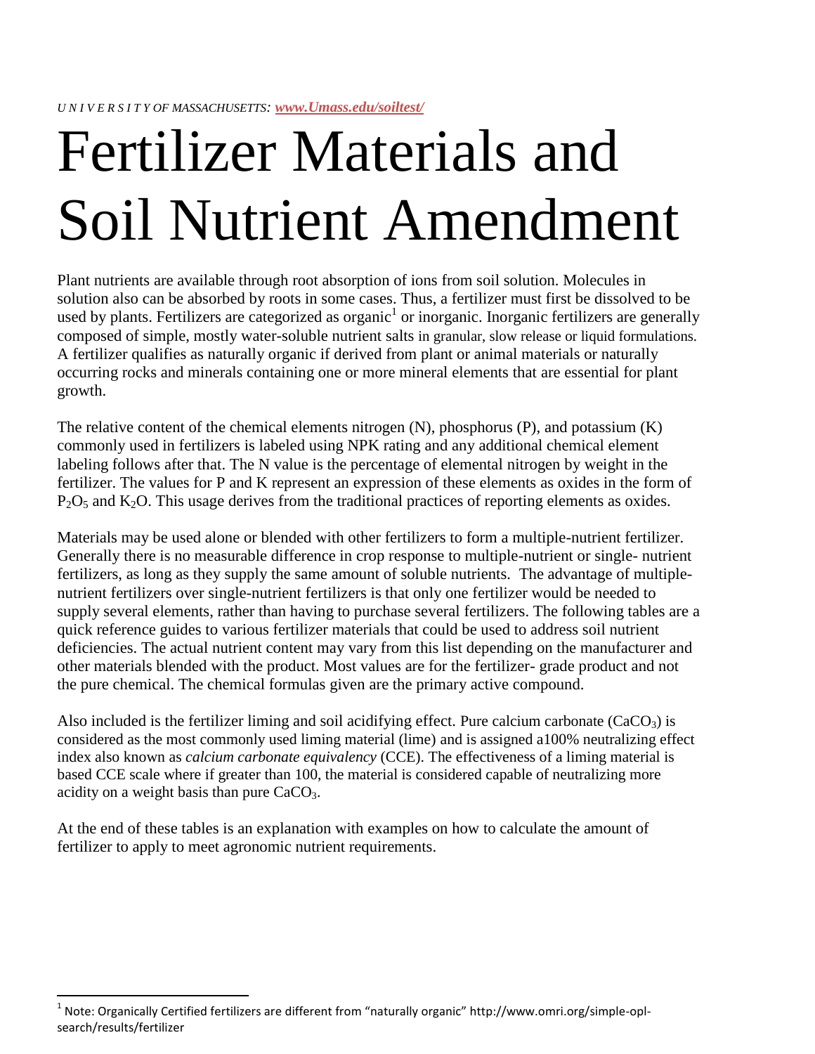*UNIVERSITY OF MASSACHUSETTS: www.Umass.edu/soiltest/*

# Fertilizer Materials and Soil Nutrient Amendment

Plant nutrients are available through root absorption of ions from soil solution. Molecules in solution also can be absorbed by roots in some cases. Thus, a fertilizer must first be dissolved to be used by plants. Fertilizers are categorized as organic[1] or inorganic. Inorganic fertilizers are generally composed of simple, mostly water-soluble nutrient salts in granular, slow release or liquid formulations. A fertilizer qualifies as naturally organic if derived from plant or animal materials or naturally occurring rocks and minerals containing one or more mineral elements that are essential for plant growth.

The relative content of the chemical elements nitrogen (N), phosphorus (P), and potassium (K) commonly used in fertilizers is labeled using NPK rating and any additional chemical element labeling follows after that. The N value is the percentage of elemental nitrogen by weight in the fertilizer. The values for P and K represent an expression of these elements as oxides in the form of $P_2O_5$ and $K_2O$. This usage derives from the traditional practices of reporting elements as oxides.

Materials may be used alone or blended with other fertilizers to form a multiple-nutrient fertilizer. Generally there is no measurable difference in crop response to multiple-nutrient or single- nutrient fertilizers, as long as they supply the same amount of soluble nutrients. The advantage of multiple-nutrient fertilizers over single-nutrient fertilizers is that only one fertilizer would be needed to supply several elements, rather than having to purchase several fertilizers. The following tables are a quick reference guides to various fertilizer materials that could be used to address soil nutrient deficiencies. The actual nutrient content may vary from this list depending on the manufacturer and other materials blended with the product. Most values are for the fertilizer- grade product and not the pure chemical. The chemical formulas given are the primary active compound.

Also included is the fertilizer liming and soil acidifying effect. Pure calcium carbonate ($CaCO_3$) is considered as the most commonly used liming material (lime) and is assigned a100% neutralizing effect index also known as *calcium carbonate equivalency* (CCE). The effectiveness of a liming material is based CCE scale where if greater than 100, the material is considered capable of neutralizing more acidity on a weight basis than pure $CaCO_3$.

At the end of these tables is an explanation with examples on how to calculate the amount of fertilizer to apply to meet agronomic nutrient requirements.

---

[1] Note: Organically Certified fertilizers are different from "naturally organic" http://www.omri.org/simple-opl-search/results/fertilizer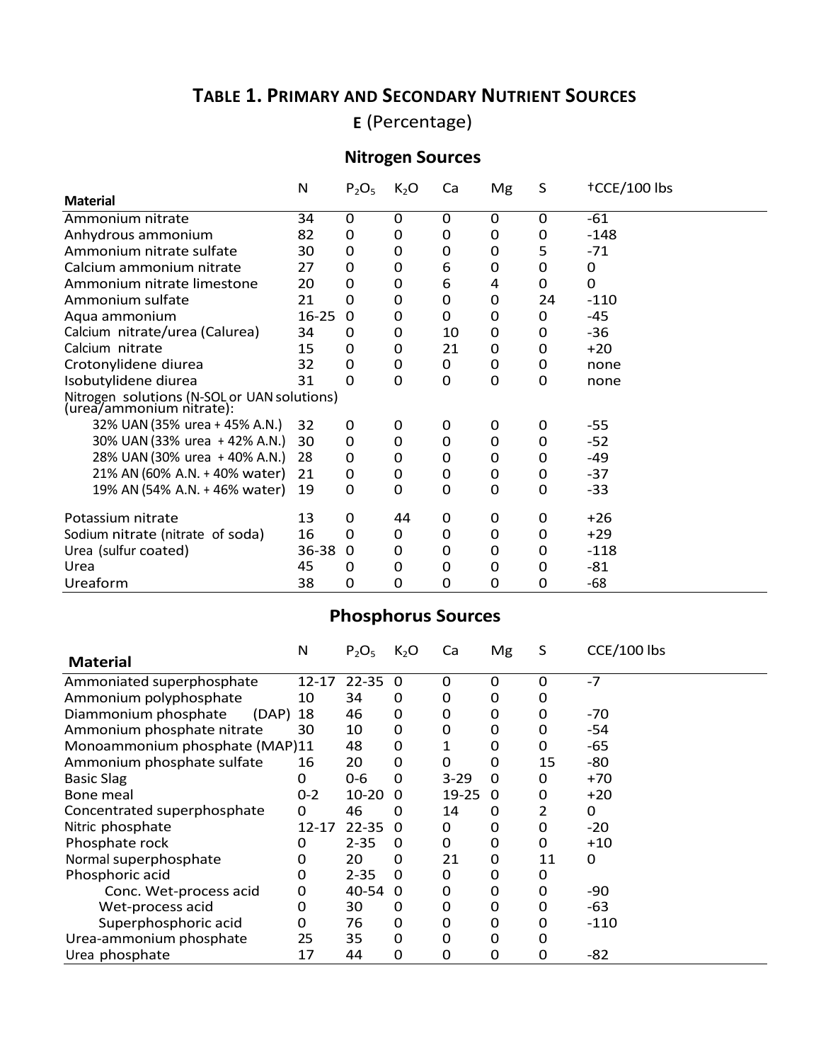# TABLE 1. PRIMARY AND SECONDARY NUTRIENT SOURCES

**E** (Percentage)

## Nitrogen Sources

| Material | N | $P_2O_5$ | $K_2O$ | Ca | Mg | S | †CCE/100 lbs |
|---|---|---|---|---|---|---|---|
| Ammonium nitrate | 34 | 0 | 0 | 0 | 0 | 0 | -61 |
| Anhydrous ammonium | 82 | 0 | 0 | 0 | 0 | 0 | -148 |
| Ammonium nitrate sulfate | 30 | 0 | 0 | 0 | 0 | 5 | -71 |
| Calcium ammonium nitrate | 27 | 0 | 0 | 6 | 0 | 0 | 0 |
| Ammonium nitrate limestone | 20 | 0 | 0 | 6 | 4 | 0 | 0 |
| Ammonium sulfate | 21 | 0 | 0 | 0 | 0 | 24 | -110 |
| Aqua ammonium | 16-25 | 0 | 0 | 0 | 0 | 0 | -45 |
| Calcium nitrate/urea (Calurea) | 34 | 0 | 0 | 10 | 0 | 0 | -36 |
| Calcium nitrate | 15 | 0 | 0 | 21 | 0 | 0 | +20 |
| Crotonylidene diurea | 32 | 0 | 0 | 0 | 0 | 0 | none |
| Isobutylidene diurea | 31 | 0 | 0 | 0 | 0 | 0 | none |
| Nitrogen solutions (N-SOL or UAN solutions) (urea/ammonium nitrate): | | | | | | | |
| 32% UAN (35% urea + 45% A.N.) | 32 | 0 | 0 | 0 | 0 | 0 | -55 |
| 30% UAN (33% urea + 42% A.N.) | 30 | 0 | 0 | 0 | 0 | 0 | -52 |
| 28% UAN (30% urea + 40% A.N.) | 28 | 0 | 0 | 0 | 0 | 0 | -49 |
| 21% AN (60% A.N. + 40% water) | 21 | 0 | 0 | 0 | 0 | 0 | -37 |
| 19% AN (54% A.N. + 46% water) | 19 | 0 | 0 | 0 | 0 | 0 | -33 |
| Potassium nitrate | 13 | 0 | 44 | 0 | 0 | 0 | +26 |
| Sodium nitrate (nitrate of soda) | 16 | 0 | 0 | 0 | 0 | 0 | +29 |
| Urea (sulfur coated) | 36-38 | 0 | 0 | 0 | 0 | 0 | -118 |
| Urea | 45 | 0 | 0 | 0 | 0 | 0 | -81 |
| Ureaform | 38 | 0 | 0 | 0 | 0 | 0 | -68 |

## Phosphorus Sources

| Material | N | $P_2O_5$ | $K_2O$ | Ca | Mg | S | CCE/100 lbs |
|---|---|---|---|---|---|---|---|
| Ammoniated superphosphate | 12-17 | 22-35 | 0 | 0 | 0 | 0 | -7 |
| Ammonium polyphosphate | 10 | 34 | 0 | 0 | 0 | 0 | |
| Diammonium phosphate (DAP) | 18 | 46 | 0 | 0 | 0 | 0 | -70 |
| Ammonium phosphate nitrate | 30 | 10 | 0 | 0 | 0 | 0 | -54 |
| Monoammonium phosphate (MAP) | 11 | 48 | 0 | 1 | 0 | 0 | -65 |
| Ammonium phosphate sulfate | 16 | 20 | 0 | 0 | 0 | 15 | -80 |
| Basic Slag | 0 | 0-6 | 0 | 3-29 | 0 | 0 | +70 |
| Bone meal | 0-2 | 10-20 | 0 | 19-25 | 0 | 0 | +20 |
| Concentrated superphosphate | 0 | 46 | 0 | 14 | 0 | 2 | 0 |
| Nitric phosphate | 12-17 | 22-35 | 0 | 0 | 0 | 0 | -20 |
| Phosphate rock | 0 | 2-35 | 0 | 0 | 0 | 0 | +10 |
| Normal superphosphate | 0 | 20 | 0 | 21 | 0 | 11 | 0 |
| Phosphoric acid | 0 | 2-35 | 0 | 0 | 0 | 0 | |
| Conc. Wet-process acid | 0 | 40-54 | 0 | 0 | 0 | 0 | -90 |
| Wet-process acid | 0 | 30 | 0 | 0 | 0 | 0 | -63 |
| Superphosphoric acid | 0 | 76 | 0 | 0 | 0 | 0 | -110 |
| Urea-ammonium phosphate | 25 | 35 | 0 | 0 | 0 | 0 | |
| Urea phosphate | 17 | 44 | 0 | 0 | 0 | 0 | -82 |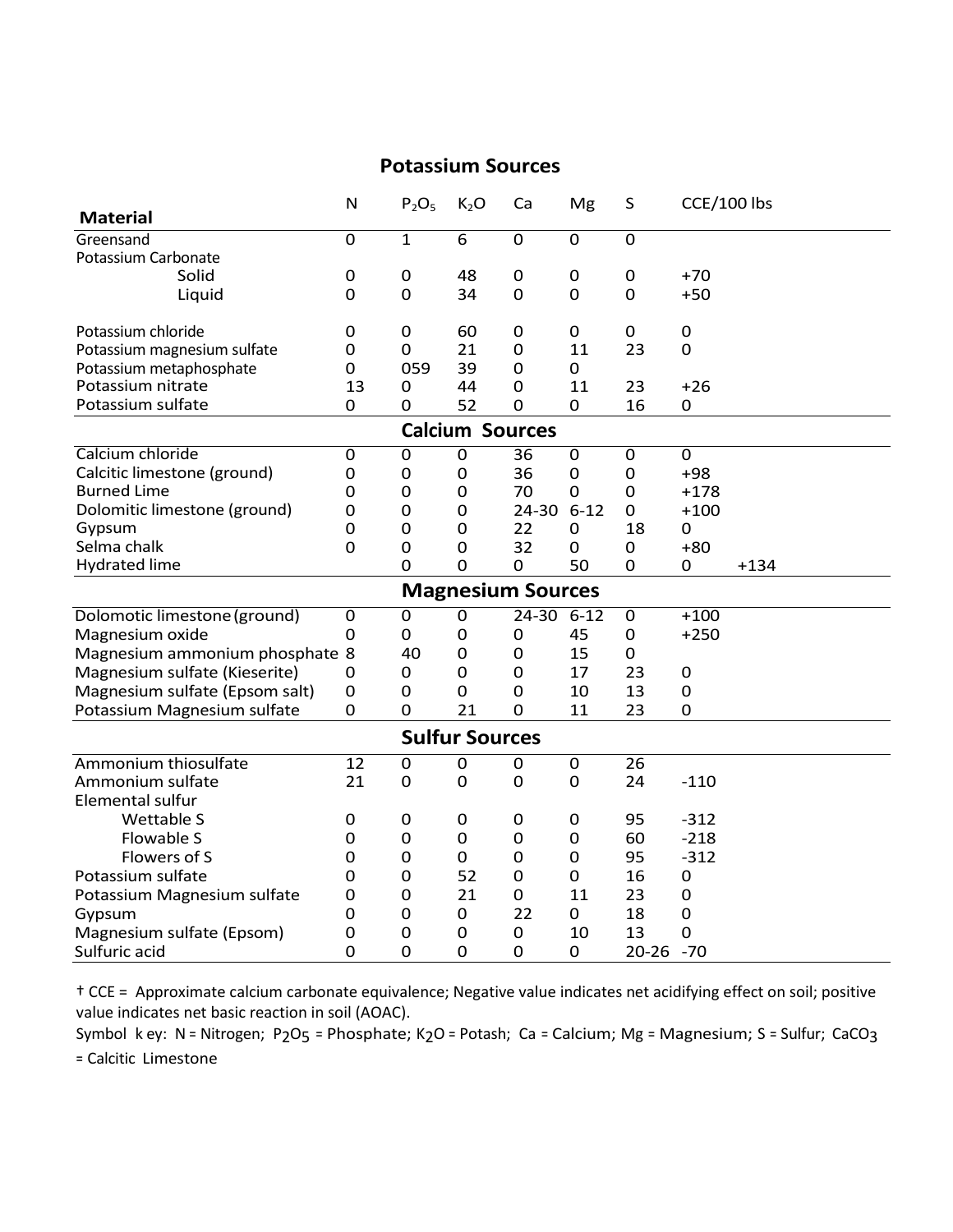## Potassium Sources

| Material | N | $P_2O_5$ | $K_2O$ | Ca | Mg | S | CCE/100 lbs |
|---|---|---|---|---|---|---|---|
| Greensand | 0 | 1 | 6 | 0 | 0 | 0 | |
| Potassium Carbonate | | | | | | | |
| Solid | 0 | 0 | 48 | 0 | 0 | 0 | +70 |
| Liquid | 0 | 0 | 34 | 0 | 0 | 0 | +50 |
| Potassium chloride | 0 | 0 | 60 | 0 | 0 | 0 | 0 |
| Potassium magnesium sulfate | 0 | 0 | 21 | 0 | 11 | 23 | 0 |
| Potassium metaphosphate | 0 | 059 | 39 | 0 | 0 | | |
| Potassium nitrate | 13 | 0 | 44 | 0 | 11 | 23 | +26 |
| Potassium sulfate | 0 | 0 | 52 | 0 | 0 | 16 | 0 |
| **Calcium Sources** | | | | | | | |
| Calcium chloride | 0 | 0 | 0 | 36 | 0 | 0 | 0 |
| Calcitic limestone (ground) | 0 | 0 | 0 | 36 | 0 | 0 | +98 |
| Burned Lime | 0 | 0 | 0 | 70 | 0 | 0 | +178 |
| Dolomitic limestone (ground) | 0 | 0 | 0 | 24-30 | 6-12 | 0 | +100 |
| Gypsum | 0 | 0 | 0 | 22 | 0 | 18 | 0 |
| Selma chalk | 0 | 0 | 0 | 32 | 0 | 0 | +80 |
| Hydrated lime | | 0 | 0 | 0 | 50 | 0 | 0 +134 |
| **Magnesium Sources** | | | | | | | |
| Dolomotic limestone (ground) | 0 | 0 | 0 | 24-30 | 6-12 | 0 | +100 |
| Magnesium oxide | 0 | 0 | 0 | 0 | 45 | 0 | +250 |
| Magnesium ammonium phosphate | 8 | 40 | 0 | 0 | 15 | 0 | |
| Magnesium sulfate (Kieserite) | 0 | 0 | 0 | 0 | 17 | 23 | 0 |
| Magnesium sulfate (Epsom salt) | 0 | 0 | 0 | 0 | 10 | 13 | 0 |
| Potassium Magnesium sulfate | 0 | 0 | 21 | 0 | 11 | 23 | 0 |
| **Sulfur Sources** | | | | | | | |
| Ammonium thiosulfate | 12 | 0 | 0 | 0 | 0 | 26 | |
| Ammonium sulfate | 21 | 0 | 0 | 0 | 0 | 24 | -110 |
| Elemental sulfur | | | | | | | |
| Wettable S | 0 | 0 | 0 | 0 | 0 | 95 | -312 |
| Flowable S | 0 | 0 | 0 | 0 | 0 | 60 | -218 |
| Flowers of S | 0 | 0 | 0 | 0 | 0 | 95 | -312 |
| Potassium sulfate | 0 | 0 | 52 | 0 | 0 | 16 | 0 |
| Potassium Magnesium sulfate | 0 | 0 | 21 | 0 | 11 | 23 | 0 |
| Gypsum | 0 | 0 | 0 | 22 | 0 | 18 | 0 |
| Magnesium sulfate (Epsom) | 0 | 0 | 0 | 0 | 10 | 13 | 0 |
| Sulfuric acid | 0 | 0 | 0 | 0 | 0 | 20-26 | -70 |

† CCE = Approximate calcium carbonate equivalence; Negative value indicates net acidifying effect on soil; positive value indicates net basic reaction in soil (AOAC).

Symbol k ey: N = Nitrogen; $P_2O_5$ = Phosphate; $K_2O$ = Potash; Ca = Calcium; Mg = Magnesium; S = Sulfur; $CaCO_3$ = Calcitic Limestone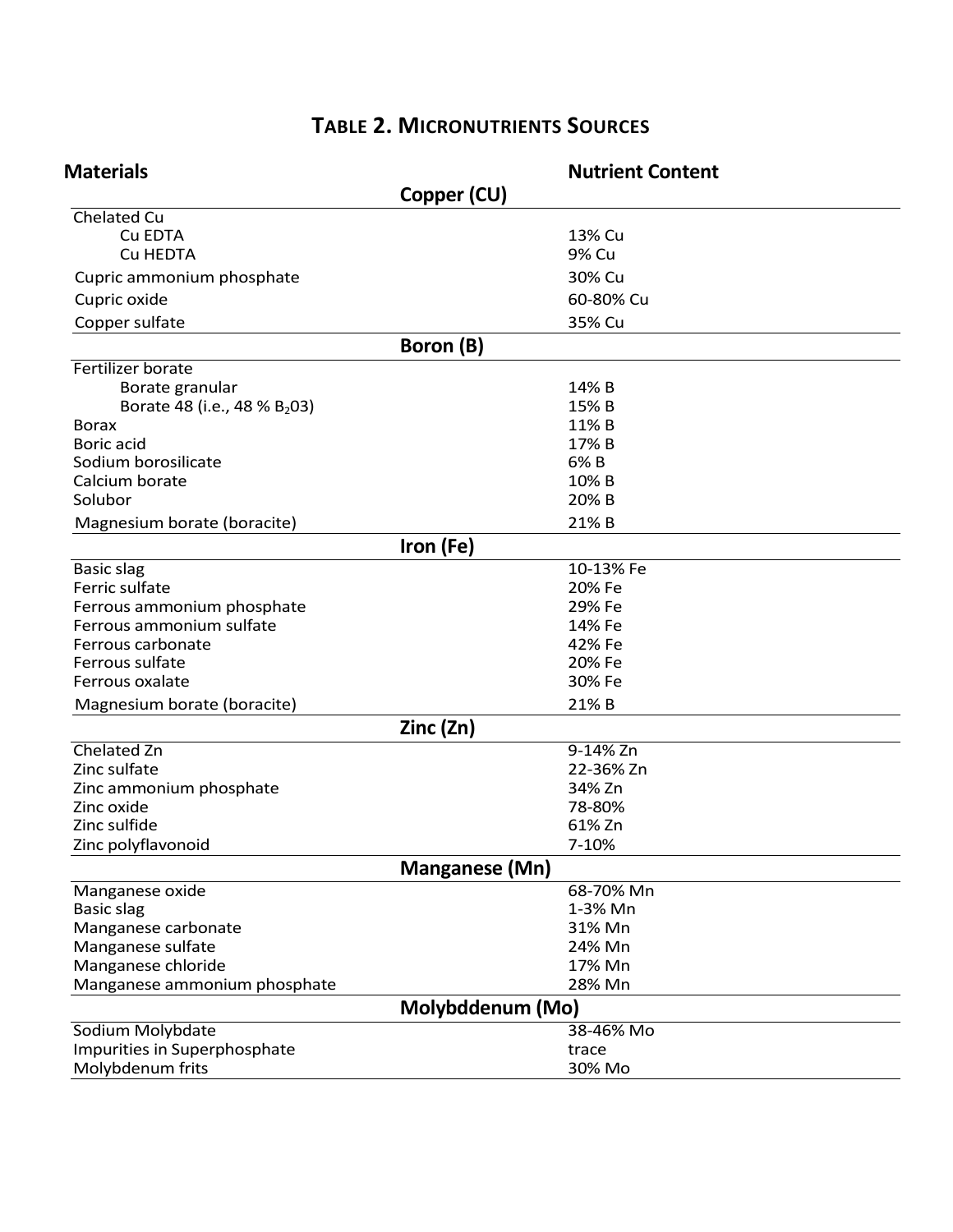## TABLE 2. MICRONUTRIENTS SOURCES

| Materials | Nutrient Content |
|---|---|
| **Copper (CU)** | |
| Chelated Cu | |
| Cu EDTA | 13% Cu |
| Cu HEDTA | 9% Cu |
| Cupric ammonium phosphate | 30% Cu |
| Cupric oxide | 60-80% Cu |
| Copper sulfate | 35% Cu |
| **Boron (B)** | |
| Fertilizer borate | |
| Borate granular | 14% B |
| Borate 48 (i.e., 48 % $B_2O3$) | 15% B |
| Borax | 11% B |
| Boric acid | 17% B |
| Sodium borosilicate | 6% B |
| Calcium borate | 10% B |
| Solubor | 20% B |
| Magnesium borate (boracite) | 21% B |
| **Iron (Fe)** | |
| Basic slag | 10-13% Fe |
| Ferric sulfate | 20% Fe |
| Ferrous ammonium phosphate | 29% Fe |
| Ferrous ammonium sulfate | 14% Fe |
| Ferrous carbonate | 42% Fe |
| Ferrous sulfate | 20% Fe |
| Ferrous oxalate | 30% Fe |
| Magnesium borate (boracite) | 21% B |
| **Zinc (Zn)** | |
| Chelated Zn | 9-14% Zn |
| Zinc sulfate | 22-36% Zn |
| Zinc ammonium phosphate | 34% Zn |
| Zinc oxide | 78-80% |
| Zinc sulfide | 61% Zn |
| Zinc polyflavonoid | 7-10% |
| **Manganese (Mn)** | |
| Manganese oxide | 68-70% Mn |
| Basic slag | 1-3% Mn |
| Manganese carbonate | 31% Mn |
| Manganese sulfate | 24% Mn |
| Manganese chloride | 17% Mn |
| Manganese ammonium phosphate | 28% Mn |
| **Molybddenum (Mo)** | |
| Sodium Molybdate | 38-46% Mo |
| Impurities in Superphosphate | trace |
| Molybdenum frits | 30% Mo |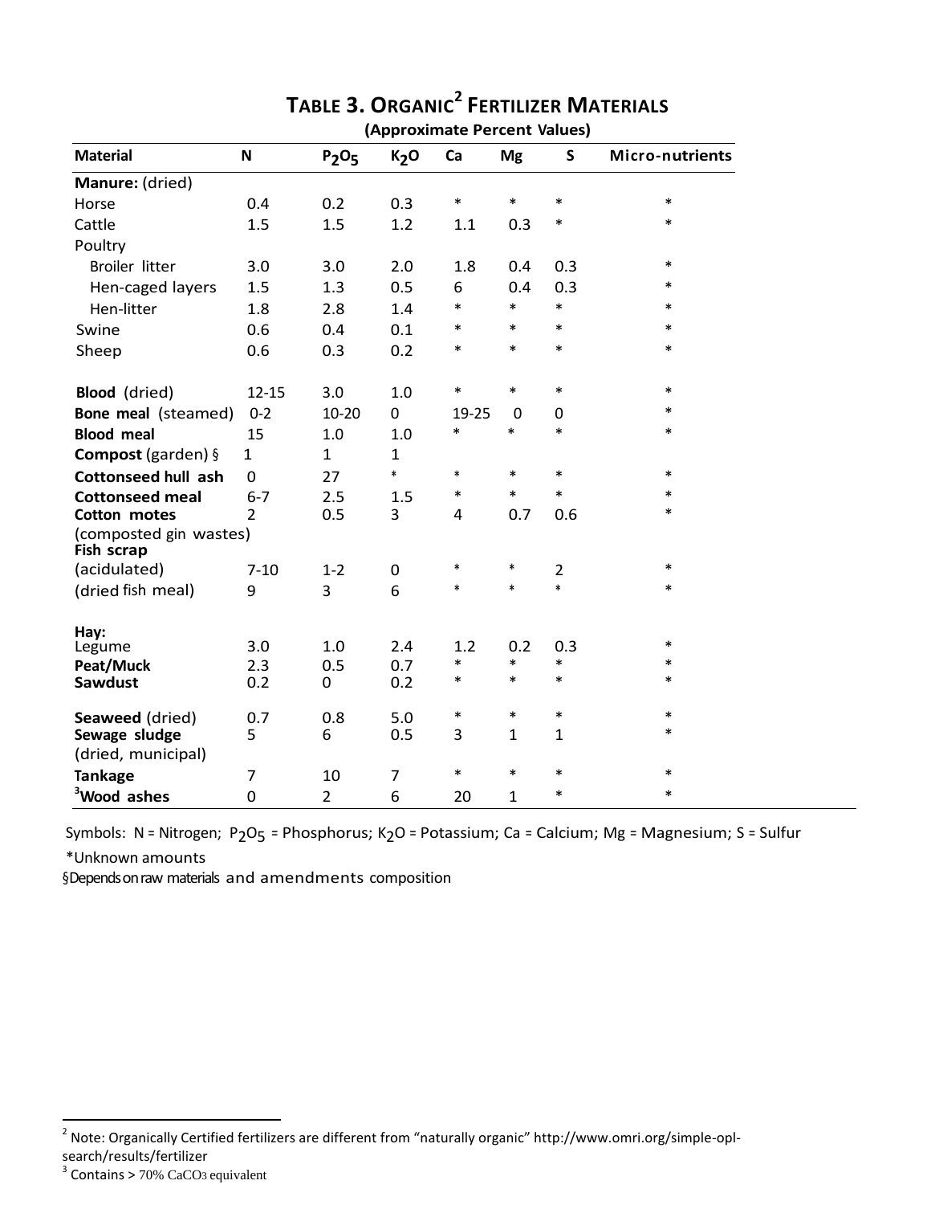# TABLE 3. ORGANIC[2] FERTILIZER MATERIALS

**(Approximate Percent Values)**

| Material | N | $P_2O_5$ | $K_2O$ | Ca | Mg | S | Micro-nutrients |
|---|---|---|---|---|---|---|---|
| **Manure:** (dried) | | | | | | | |
| Horse | 0.4 | 0.2 | 0.3 | * | * | * | * |
| Cattle | 1.5 | 1.5 | 1.2 | 1.1 | 0.3 | * | * |
| Poultry | | | | | | | |
| Broiler litter | 3.0 | 3.0 | 2.0 | 1.8 | 0.4 | 0.3 | * |
| Hen-caged layers | 1.5 | 1.3 | 0.5 | 6 | 0.4 | 0.3 | * |
| Hen-litter | 1.8 | 2.8 | 1.4 | * | * | * | * |
| Swine | 0.6 | 0.4 | 0.1 | * | * | * | * |
| Sheep | 0.6 | 0.3 | 0.2 | * | * | * | * |
| **Blood** (dried) | 12-15 | 3.0 | 1.0 | * | * | * | * |
| **Bone meal** (steamed) | 0-2 | 10-20 | 0 | 19-25 | 0 | 0 | * |
| **Blood meal** | 15 | 1.0 | 1.0 | * | * | * | * |
| **Compost** (garden) § | 1 | 1 | 1 | | | | |
| **Cottonseed hull ash** | 0 | 27 | * | * | * | * | * |
| **Cottonseed meal** | 6-7 | 2.5 | 1.5 | * | * | * | * |
| **Cotton motes** (composted gin wastes) | 2 | 0.5 | 3 | 4 | 0.7 | 0.6 | * |
| **Fish scrap** | | | | | | | |
| (acidulated) | 7-10 | 1-2 | 0 | * | * | 2 | * |
| (dried fish meal) | 9 | 3 | 6 | * | * | * | * |
| **Hay:** | | | | | | | |
| Legume | 3.0 | 1.0 | 2.4 | 1.2 | 0.2 | 0.3 | * |
| **Peat/Muck** | 2.3 | 0.5 | 0.7 | * | * | * | * |
| **Sawdust** | 0.2 | 0 | 0.2 | * | * | * | * |
| **Seaweed** (dried) | 0.7 | 0.8 | 5.0 | * | * | * | * |
| **Sewage sludge** (dried, municipal) | 5 | 6 | 0.5 | 3 | 1 | 1 | * |
| **Tankage** | 7 | 10 | 7 | * | * | * | * |
| [3]**Wood ashes** | 0 | 2 | 6 | 20 | 1 | * | * |

Symbols: N = Nitrogen; $P_2O_5$ = Phosphorus; $K_2O$ = Potassium; Ca = Calcium; Mg = Magnesium; S = Sulfur

*Unknown amounts

§Depends on raw materials and amendments composition

[2] Note: Organically Certified fertilizers are different from "naturally organic" http://www.omri.org/simple-opl-search/results/fertilizer

[3] Contains > 70% $CaCO_3$ equivalent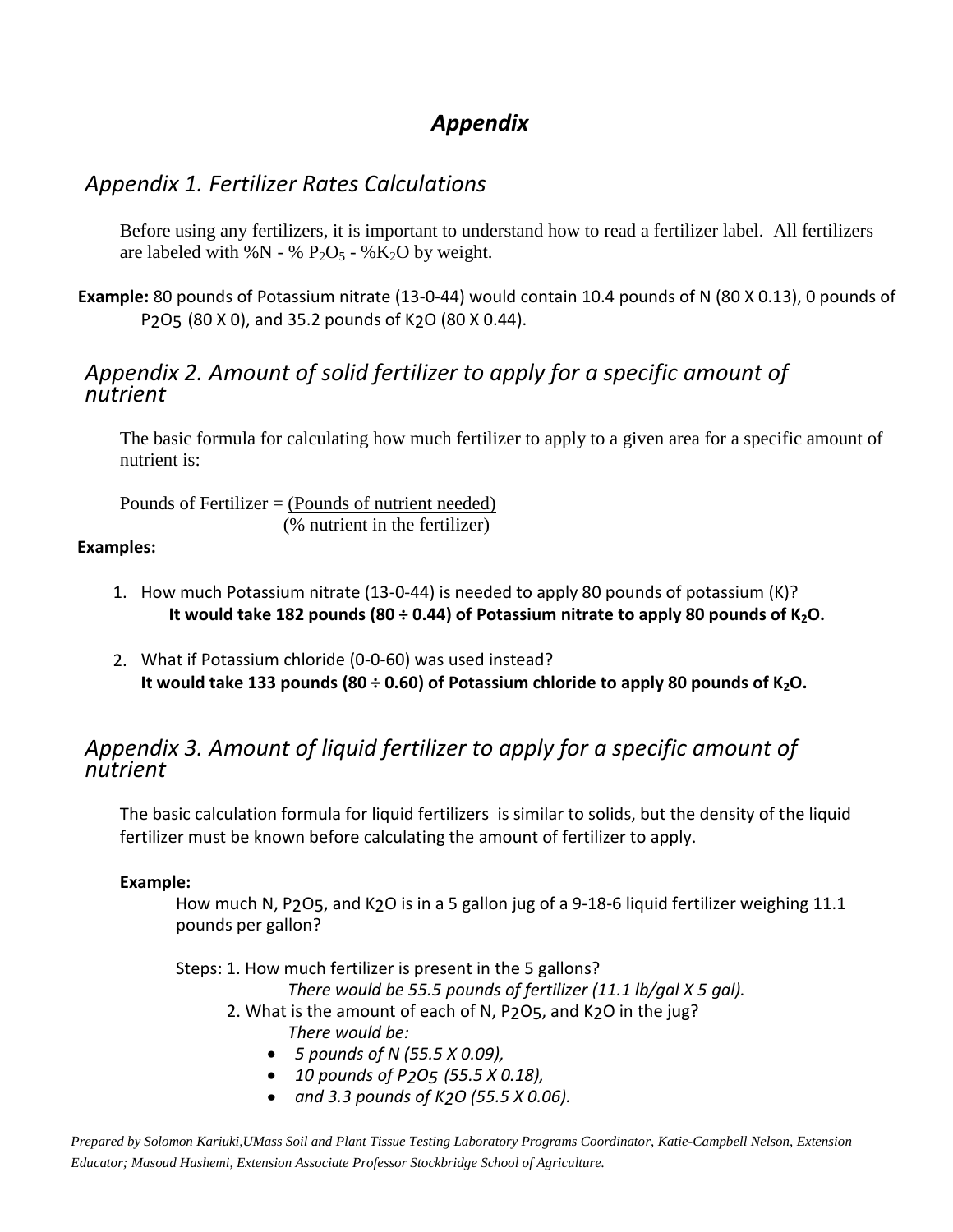# *Appendix*

## *Appendix 1. Fertilizer Rates Calculations*

Before using any fertilizers, it is important to understand how to read a fertilizer label. All fertilizers are labeled with %N - % $P_2O_5$ - %$K_2O$ by weight.

**Example:** 80 pounds of Potassium nitrate (13-0-44) would contain 10.4 pounds of N (80 X 0.13), 0 pounds of $P_2O_5$ (80 X 0), and 35.2 pounds of $K_2O$ (80 X 0.44).

## *Appendix 2. Amount of solid fertilizer to apply for a specific amount of nutrient*

The basic formula for calculating how much fertilizer to apply to a given area for a specific amount of nutrient is:

$$\text{Pounds of Fertilizer} = \frac{\text{(Pounds of nutrient needed)}}{\text{(\% nutrient in the fertilizer)}}$$

**Examples:**

1. How much Potassium nitrate (13-0-44) is needed to apply 80 pounds of potassium (K)?
   **It would take 182 pounds (80 ÷ 0.44) of Potassium nitrate to apply 80 pounds of $K_2O$.**

2. What if Potassium chloride (0-0-60) was used instead?
   **It would take 133 pounds (80 ÷ 0.60) of Potassium chloride to apply 80 pounds of $K_2O$.**

## *Appendix 3. Amount of liquid fertilizer to apply for a specific amount of nutrient*

The basic calculation formula for liquid fertilizers is similar to solids, but the density of the liquid fertilizer must be known before calculating the amount of fertilizer to apply.

**Example:**

How much N, $P_2O_5$, and $K_2O$ is in a 5 gallon jug of a 9-18-6 liquid fertilizer weighing 11.1 pounds per gallon?

Steps: 1. How much fertilizer is present in the 5 gallons?

*There would be 55.5 pounds of fertilizer (11.1 lb/gal X 5 gal).*

2. What is the amount of each of N, $P_2O_5$, and $K_2O$ in the jug?

*There would be:*

- *5 pounds of N (55.5 X 0.09),*
- *10 pounds of $P_2O_5$ (55.5 X 0.18),*
- *and 3.3 pounds of $K_2O$ (55.5 X 0.06).*

*Prepared by Solomon Kariuki,UMass Soil and Plant Tissue Testing Laboratory Programs Coordinator, Katie-Campbell Nelson, Extension Educator; Masoud Hashemi, Extension Associate Professor Stockbridge School of Agriculture.*